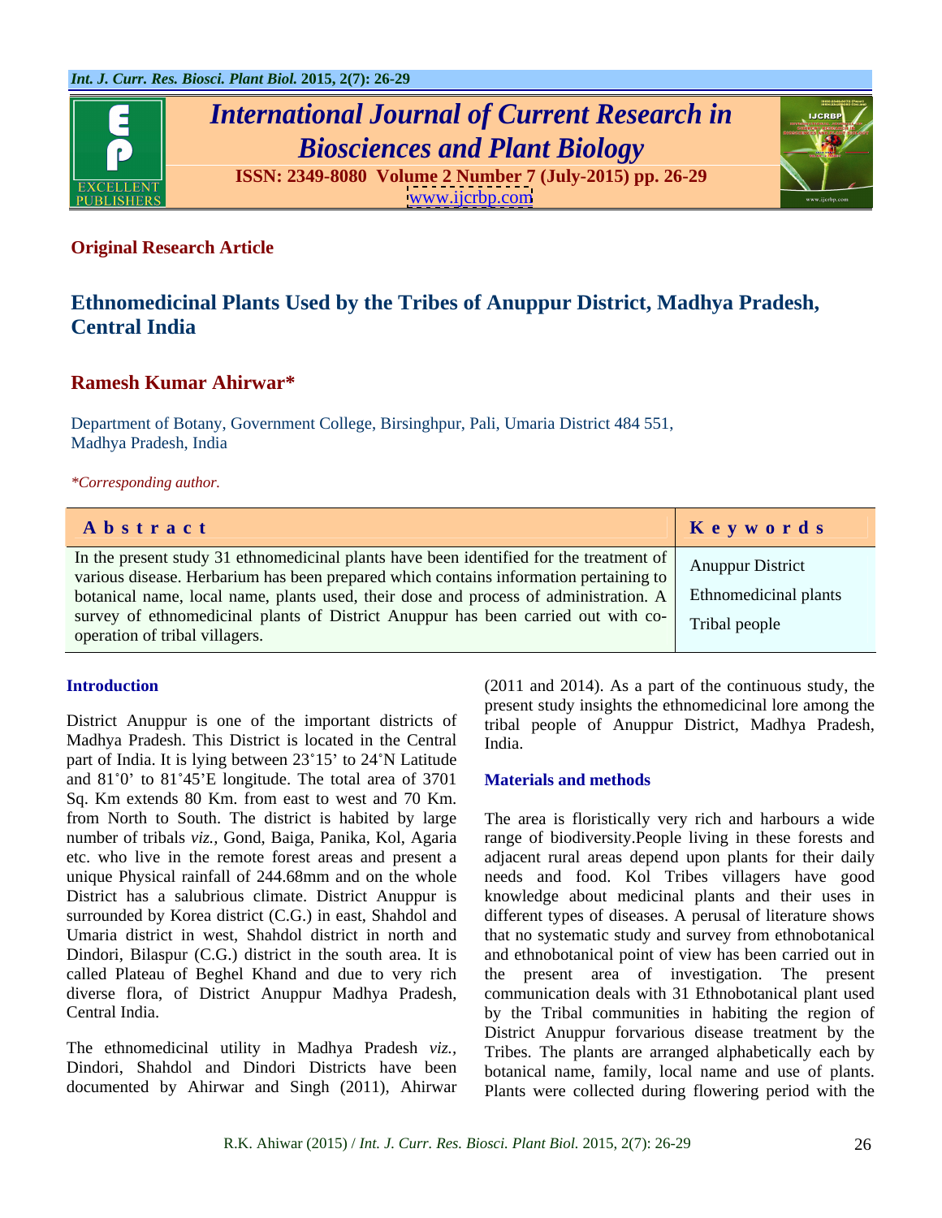## Original Research Article

# Ethnomedicinal Plants Used by the Tribes of Anuppur District, Madhya Pradesh, Central India

**Ramesh Kumar Ahirwar***

Department of Botany, Government College, Birsinghpur, Pali, Umaria District 484 551, Madhya Pradesh, India

*\*Corresponding author.*

| Abstract | Keywords |
|---|---|
| In the present study 31 ethnomedicinal plants have been identified for the treatment of various disease. Herbarium has been prepared which contains information pertaining to botanical name, local name, plants used, their dose and process of administration. A survey of ethnomedicinal plants of District Anuppur has been carried out with co-operation of tribal villagers. | Anuppur District<br>Ethnomedicinal plants<br>Tribal people |

## Introduction

District Anuppur is one of the important districts of Madhya Pradesh. This District is located in the Central part of India. It is lying between 23˚15' to 24˚N Latitude and 81˚0' to 81˚45'E longitude. The total area of 3701 Sq. Km extends 80 Km. from east to west and 70 Km. from North to South. The district is habited by large number of tribals *viz.,* Gond, Baiga, Panika, Kol, Agaria etc. who live in the remote forest areas and present a unique Physical rainfall of 244.68mm and on the whole District has a salubrious climate. District Anuppur is surrounded by Korea district (C.G.) in east, Shahdol and Umaria district in west, Shahdol district in north and Dindori, Bilaspur (C.G.) district in the south area. It is called Plateau of Beghel Khand and due to very rich diverse flora, of District Anuppur Madhya Pradesh, Central India.

The ethnomedicinal utility in Madhya Pradesh *viz.,* Dindori, Shahdol and Dindori Districts have been documented by Ahirwar and Singh (2011), Ahirwar (2011 and 2014). As a part of the continuous study, the present study insights the ethnomedicinal lore among the tribal people of Anuppur District, Madhya Pradesh, India.

## Materials and methods

The area is floristically very rich and harbours a wide range of biodiversity.People living in these forests and adjacent rural areas depend upon plants for their daily needs and food. Kol Tribes villagers have good knowledge about medicinal plants and their uses in different types of diseases. A perusal of literature shows that no systematic study and survey from ethnobotanical and ethnobotanical point of view has been carried out in the present area of investigation. The present communication deals with 31 Ethnobotanical plant used by the Tribal communities in habiting the region of District Anuppur forvarious disease treatment by the Tribes. The plants are arranged alphabetically each by botanical name, family, local name and use of plants. Plants were collected during flowering period with the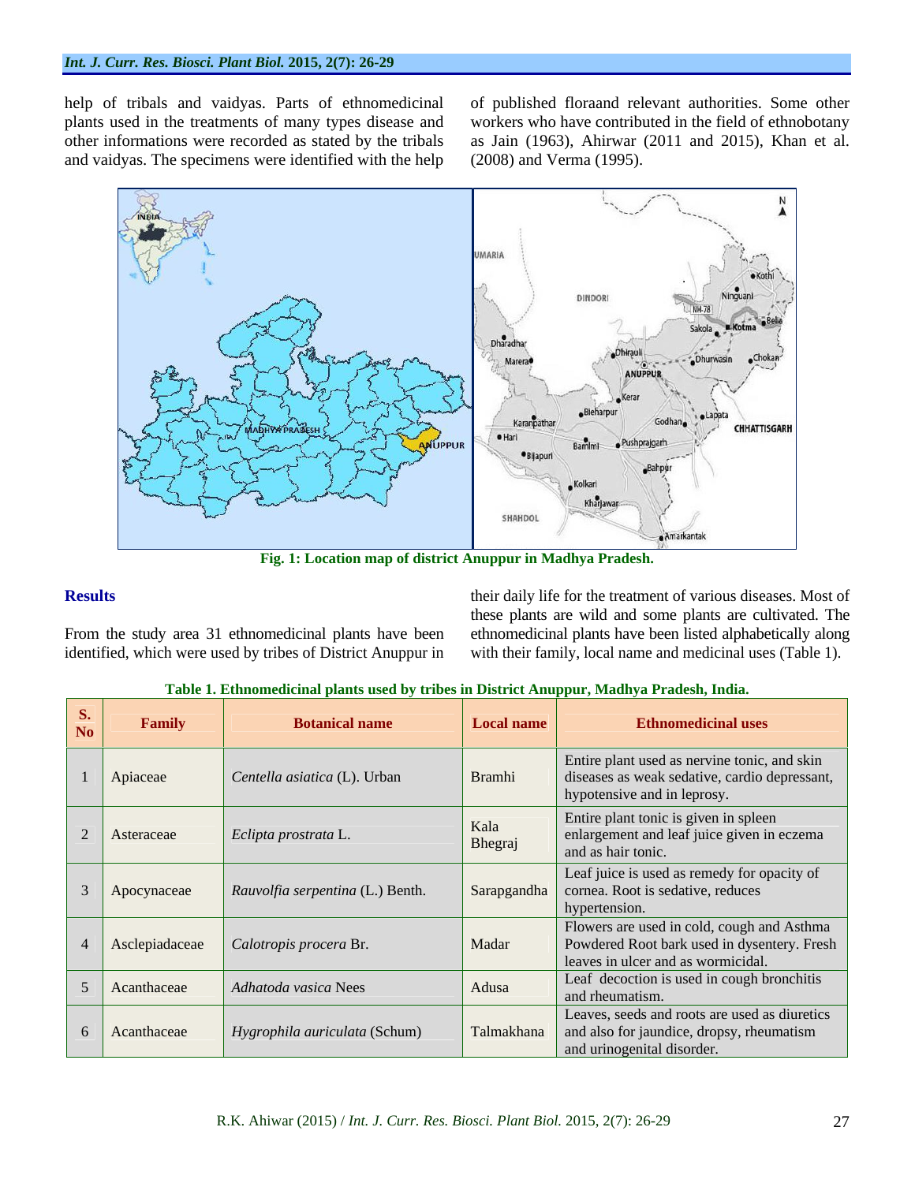help of tribals and vaidyas. Parts of ethnomedicinal plants used in the treatments of many types disease and other informations were recorded as stated by the tribals and vaidyas. The specimens were identified with the help of published floraand relevant authorities. Some other workers who have contributed in the field of ethnobotany as Jain (1963), Ahirwar (2011 and 2015), Khan et al. (2008) and Verma (1995).

INDIA

MADHYA PRADESH

ANUPPUR

UMARIA

DINDORI

SHAHDOL

CHHATTISGARH

Kothi

Ninguani

NH-78

Belia

Sakola

Kotma

Dharadhar

Dhirauli

Dhurwasin

Chokan

Marera

ANUPPUR

Kerar

Bleharpur

Lapata

Karanpathar

Godhan

Hari

Bamini

Pushprajgarh

Bijapuri

Bahpur

Kolkari

Kharjawar

Amarkantak

N

**Fig. 1: Location map of district Anuppur in Madhya Pradesh.**

## Results

From the study area 31 ethnomedicinal plants have been identified, which were used by tribes of District Anuppur in their daily life for the treatment of various diseases. Most of these plants are wild and some plants are cultivated. The ethnomedicinal plants have been listed alphabetically along with their family, local name and medicinal uses (Table 1).

**Table 1. Ethnomedicinal plants used by tribes in District Anuppur, Madhya Pradesh, India.**

| S. No | Family | Botanical name | Local name | Ethnomedicinal uses |
|---|---|---|---|---|
| 1 | Apiaceae | *Centella asiatica* (L). Urban | Bramhi | Entire plant used as nervine tonic, and skin diseases as weak sedative, cardio depressant, hypotensive and in leprosy. |
| 2 | Asteraceae | *Eclipta prostrata* L. | Kala Bhegraj | Entire plant tonic is given in spleen enlargement and leaf juice given in eczema and as hair tonic. |
| 3 | Apocynaceae | *Rauvolfia serpentina* (L.) Benth. | Sarapgandha | Leaf juice is used as remedy for opacity of cornea. Root is sedative, reduces hypertension. |
| 4 | Asclepiadaceae | *Calotropis procera* Br. | Madar | Flowers are used in cold, cough and Asthma Powdered Root bark used in dysentery. Fresh leaves in ulcer and as wormicidal. |
| 5 | Acanthaceae | *Adhatoda vasica* Nees | Adusa | Leaf decoction is used in cough bronchitis and rheumatism. |
| 6 | Acanthaceae | *Hygrophila auriculata* (Schum) | Talmakhana | Leaves, seeds and roots are used as diuretics and also for jaundice, dropsy, rheumatism and urinogenital disorder. |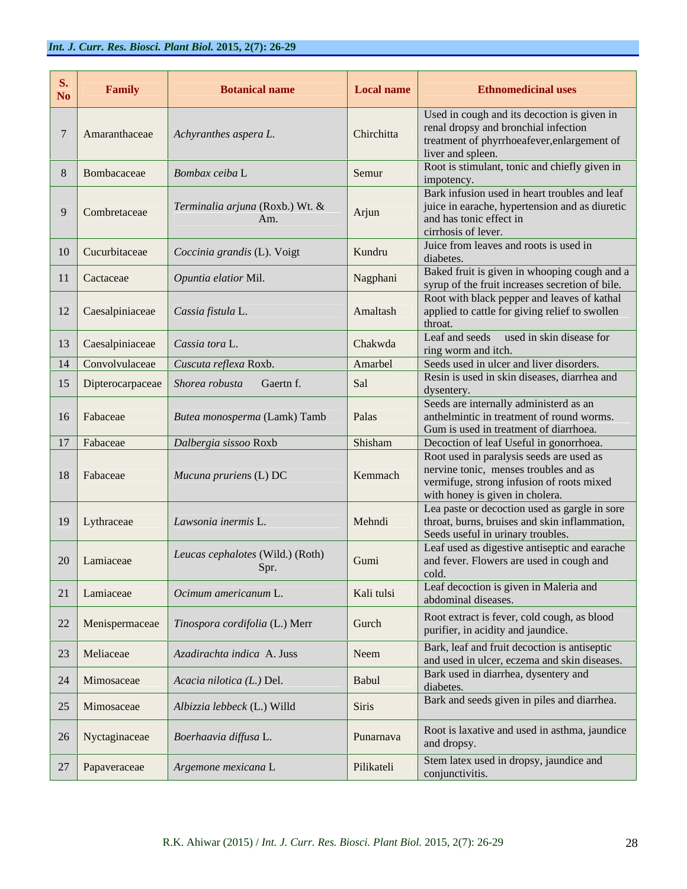| S. No | Family | Botanical name | Local name | Ethnomedicinal uses |
|---|---|---|---|---|
| 7 | Amaranthaceae | *Achyranthes aspera* L. | Chirchitta | Used in cough and its decoction is given in renal dropsy and bronchial infection treatment of phyrrhoeafever,enlargement of liver and spleen. |
| 8 | Bombacaceae | *Bombax ceiba* L | Semur | Root is stimulant, tonic and chiefly given in impotency. |
| 9 | Combretaceae | *Terminalia arjuna* (Roxb.) Wt. & Am. | Arjun | Bark infusion used in heart troubles and leaf juice in earache, hypertension and as diuretic and has tonic effect in cirrhosis of lever. |
| 10 | Cucurbitaceae | *Coccinia grandis* (L). Voigt | Kundru | Juice from leaves and roots is used in diabetes. |
| 11 | Cactaceae | *Opuntia elatior* Mil. | Nagphani | Baked fruit is given in whooping cough and a syrup of the fruit increases secretion of bile. |
| 12 | Caesalpiniaceae | *Cassia fistula* L. | Amaltash | Root with black pepper and leaves of kathal applied to cattle for giving relief to swollen throat. |
| 13 | Caesalpiniaceae | *Cassia tora* L. | Chakwda | Leaf and seeds used in skin disease for ring worm and itch. |
| 14 | Convolvulaceae | *Cuscuta reflexa* Roxb. | Amarbel | Seeds used in ulcer and liver disorders. |
| 15 | Dipterocarpaceae | *Shorea robusta* Gaertn f. | Sal | Resin is used in skin diseases, diarrhea and dysentery. |
| 16 | Fabaceae | *Butea monosperma* (Lamk) Tamb | Palas | Seeds are internally administerd as an anthelmintic in treatment of round worms. Gum is used in treatment of diarrhoea. |
| 17 | Fabaceae | *Dalbergia sissoo* Roxb | Shisham | Decoction of leaf Useful in gonorrhoea. |
| 18 | Fabaceae | *Mucuna pruriens* (L) DC | Kemmach | Root used in paralysis seeds are used as nervine tonic, menses troubles and as vermifuge, strong infusion of roots mixed with honey is given in cholera. |
| 19 | Lythraceae | *Lawsonia inermis* L. | Mehndi | Lea paste or decoction used as gargle in sore throat, burns, bruises and skin inflammation, Seeds useful in urinary troubles. |
| 20 | Lamiaceae | *Leucas cephalotes* (Wild.) (Roth) Spr. | Gumi | Leaf used as digestive antiseptic and earache and fever. Flowers are used in cough and cold. |
| 21 | Lamiaceae | *Ocimum americanum* L. | Kali tulsi | Leaf decoction is given in Maleria and abdominal diseases. |
| 22 | Menispermaceae | *Tinospora cordifolia* (L.) Merr | Gurch | Root extract is fever, cold cough, as blood purifier, in acidity and jaundice. |
| 23 | Meliaceae | *Azadirachta indica* A. Juss | Neem | Bark, leaf and fruit decoction is antiseptic and used in ulcer, eczema and skin diseases. |
| 24 | Mimosaceae | *Acacia nilotica (L.)* Del. | Babul | Bark used in diarrhea, dysentery and diabetes. |
| 25 | Mimosaceae | *Albizzia lebbeck* (L.) Willd | Siris | Bark and seeds given in piles and diarrhea. |
| 26 | Nyctaginaceae | *Boerhaavia diffusa* L. | Punarnava | Root is laxative and used in asthma, jaundice and dropsy. |
| 27 | Papaveraceae | *Argemone mexicana* L | Pilikateli | Stem latex used in dropsy, jaundice and conjunctivitis. |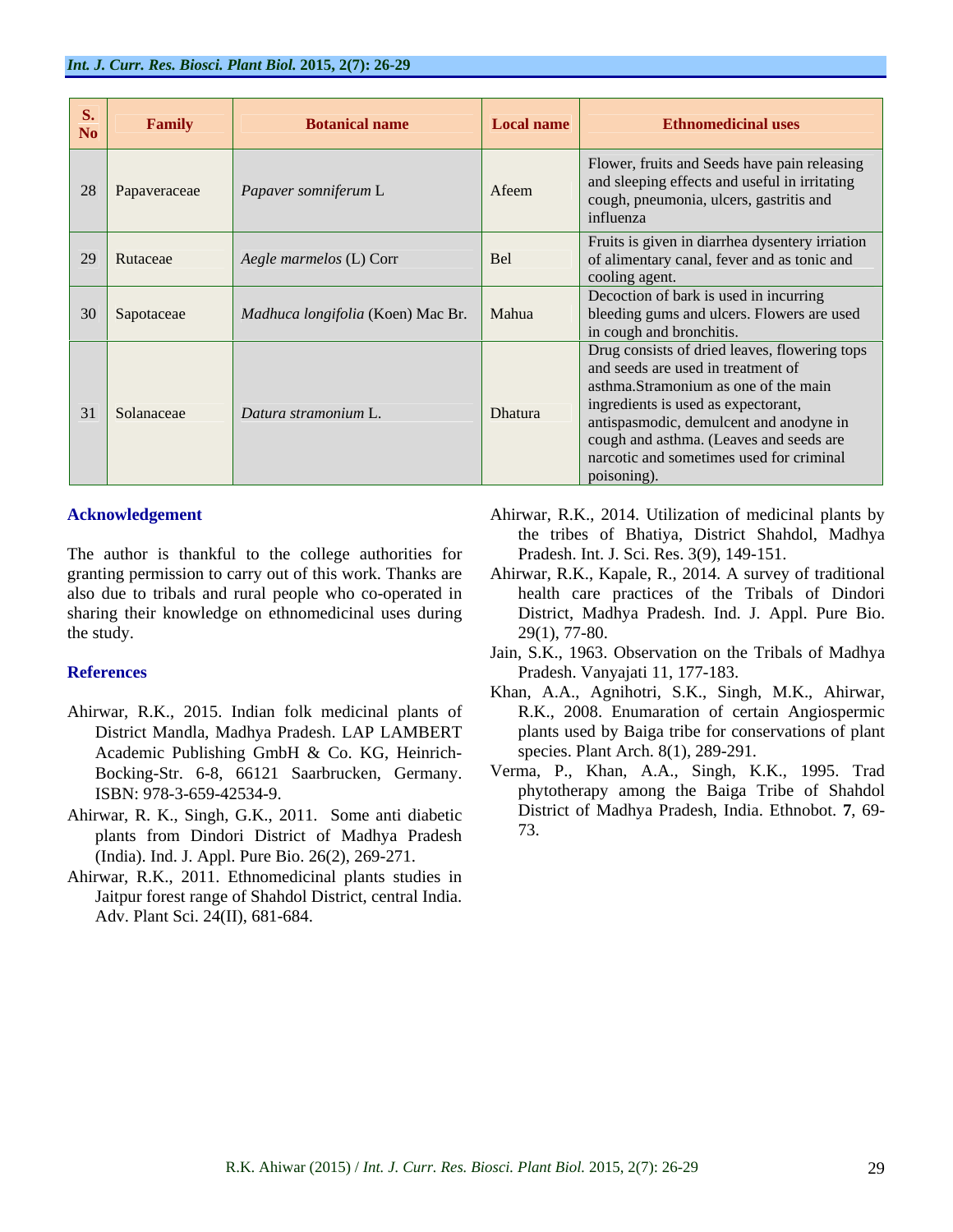| S. No | Family | Botanical name | Local name | Ethnomedicinal uses |
|---|---|---|---|---|
| 28 | Papaveraceae | *Papaver somniferum* L | Afeem | Flower, fruits and Seeds have pain releasing and sleeping effects and useful in irritating cough, pneumonia, ulcers, gastritis and influenza |
| 29 | Rutaceae | *Aegle marmelos* (L) Corr | Bel | Fruits is given in diarrhea dysentery irriation of alimentary canal, fever and as tonic and cooling agent. |
| 30 | Sapotaceae | *Madhuca longifolia* (Koen) Mac Br. | Mahua | Decoction of bark is used in incurring bleeding gums and ulcers. Flowers are used in cough and bronchitis. |
| 31 | Solanaceae | *Datura stramonium* L. | Dhatura | Drug consists of dried leaves, flowering tops and seeds are used in treatment of asthma.Stramonium as one of the main ingredients is used as expectorant, antispasmodic, demulcent and anodyne in cough and asthma. (Leaves and seeds are narcotic and sometimes used for criminal poisoning). |

## Acknowledgement

The author is thankful to the college authorities for granting permission to carry out of this work. Thanks are also due to tribals and rural people who co-operated in sharing their knowledge on ethnomedicinal uses during the study.

## References

Ahirwar, R.K., 2015. Indian folk medicinal plants of District Mandla, Madhya Pradesh. LAP LAMBERT Academic Publishing GmbH & Co. KG, Heinrich-Bocking-Str. 6-8, 66121 Saarbrucken, Germany. ISBN: 978-3-659-42534-9.

Ahirwar, R. K., Singh, G.K., 2011. Some anti diabetic plants from Dindori District of Madhya Pradesh (India). Ind. J. Appl. Pure Bio. 26(2), 269-271.

Ahirwar, R.K., 2011. Ethnomedicinal plants studies in Jaitpur forest range of Shahdol District, central India. Adv. Plant Sci. 24(II), 681-684.

Ahirwar, R.K., 2014. Utilization of medicinal plants by the tribes of Bhatiya, District Shahdol, Madhya Pradesh. Int. J. Sci. Res. 3(9), 149-151.

Ahirwar, R.K., Kapale, R., 2014. A survey of traditional health care practices of the Tribals of Dindori District, Madhya Pradesh. Ind. J. Appl. Pure Bio. 29(1), 77-80.

Jain, S.K., 1963. Observation on the Tribals of Madhya Pradesh. Vanyajati 11, 177-183.

Khan, A.A., Agnihotri, S.K., Singh, M.K., Ahirwar, R.K., 2008. Enumaration of certain Angiospermic plants used by Baiga tribe for conservations of plant species. Plant Arch. 8(1), 289-291.

Verma, P., Khan, A.A., Singh, K.K., 1995. Trad phytotherapy among the Baiga Tribe of Shahdol District of Madhya Pradesh, India. Ethnobot. **7**, 69-73.